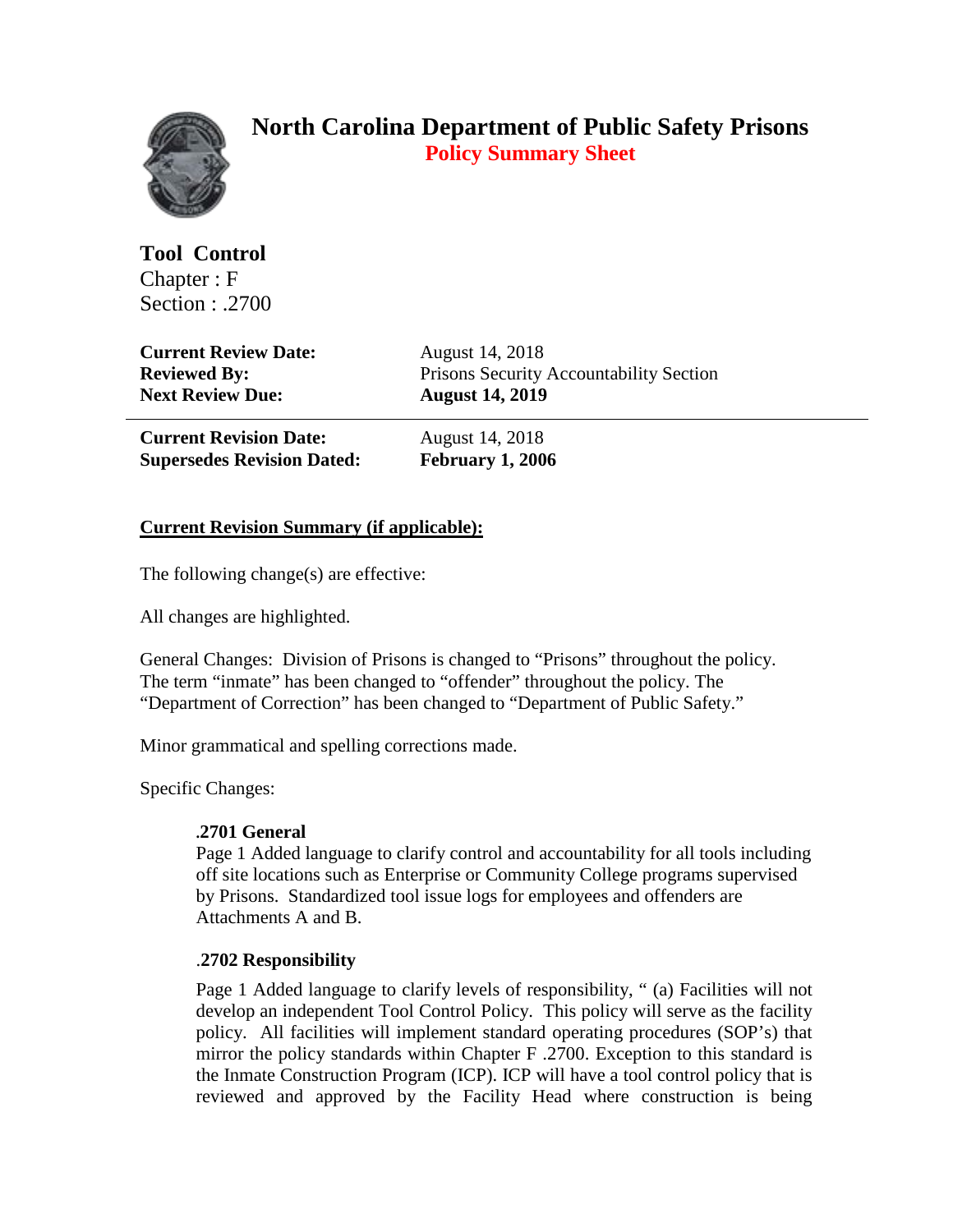# North Carolina Department of Public Safety Prisons

## Policy Summary Sheet

**Tool Control**
Chapter : F
Section : .2700

| | |
|---|---|
| **Current Review Date:** | August 14, 2018 |
| **Reviewed By:** | Prisons Security Accountability Section |
| **Next Review Due:** | **August 14, 2019** |

| | |
|---|---|
| **Current Revision Date:** | August 14, 2018 |
| **Supersedes Revision Dated:** | **February 1, 2006** |

**<u>Current Revision Summary (if applicable):</u>**

The following change(s) are effective:

All changes are highlighted.

General Changes: Division of Prisons is changed to "Prisons" throughout the policy. The term "inmate" has been changed to "offender" throughout the policy. The "Department of Correction" has been changed to "Department of Public Safety."

Minor grammatical and spelling corrections made.

Specific Changes:

**.2701 General**
Page 1 Added language to clarify control and accountability for all tools including off site locations such as Enterprise or Community College programs supervised by Prisons. Standardized tool issue logs for employees and offenders are Attachments A and B.

**.2702 Responsibility**
Page 1 Added language to clarify levels of responsibility, " (a) Facilities will not develop an independent Tool Control Policy. This policy will serve as the facility policy. All facilities will implement standard operating procedures (SOP's) that mirror the policy standards within Chapter F .2700. Exception to this standard is the Inmate Construction Program (ICP). ICP will have a tool control policy that is reviewed and approved by the Facility Head where construction is being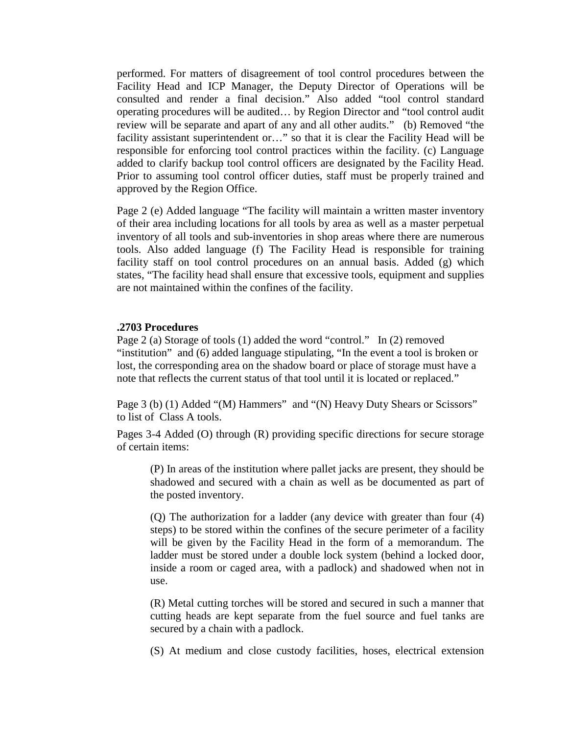performed. For matters of disagreement of tool control procedures between the Facility Head and ICP Manager, the Deputy Director of Operations will be consulted and render a final decision." Also added "tool control standard operating procedures will be audited… by Region Director and "tool control audit review will be separate and apart of any and all other audits." (b) Removed "the facility assistant superintendent or…" so that it is clear the Facility Head will be responsible for enforcing tool control practices within the facility. (c) Language added to clarify backup tool control officers are designated by the Facility Head. Prior to assuming tool control officer duties, staff must be properly trained and approved by the Region Office.

Page 2 (e) Added language "The facility will maintain a written master inventory of their area including locations for all tools by area as well as a master perpetual inventory of all tools and sub-inventories in shop areas where there are numerous tools. Also added language (f) The Facility Head is responsible for training facility staff on tool control procedures on an annual basis. Added (g) which states, "The facility head shall ensure that excessive tools, equipment and supplies are not maintained within the confines of the facility.

**.2703 Procedures**

Page 2 (a) Storage of tools (1) added the word "control." In (2) removed "institution" and (6) added language stipulating, "In the event a tool is broken or lost, the corresponding area on the shadow board or place of storage must have a note that reflects the current status of that tool until it is located or replaced."

Page 3 (b) (1) Added "(M) Hammers" and "(N) Heavy Duty Shears or Scissors" to list of Class A tools.

Pages 3-4 Added (O) through (R) providing specific directions for secure storage of certain items:

> (P) In areas of the institution where pallet jacks are present, they should be shadowed and secured with a chain as well as be documented as part of the posted inventory.
>
> (Q) The authorization for a ladder (any device with greater than four (4) steps) to be stored within the confines of the secure perimeter of a facility will be given by the Facility Head in the form of a memorandum. The ladder must be stored under a double lock system (behind a locked door, inside a room or caged area, with a padlock) and shadowed when not in use.
>
> (R) Metal cutting torches will be stored and secured in such a manner that cutting heads are kept separate from the fuel source and fuel tanks are secured by a chain with a padlock.
>
> (S) At medium and close custody facilities, hoses, electrical extension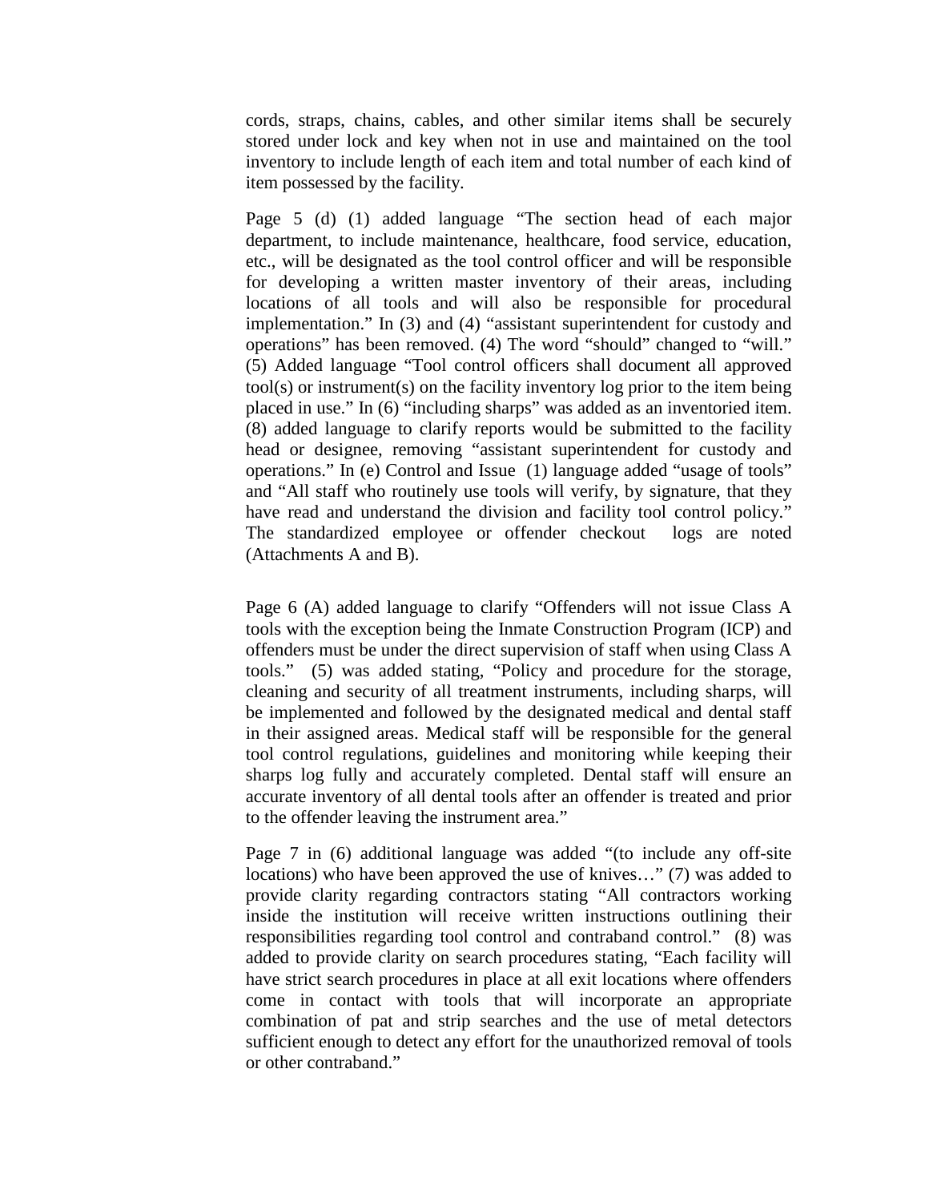cords, straps, chains, cables, and other similar items shall be securely stored under lock and key when not in use and maintained on the tool inventory to include length of each item and total number of each kind of item possessed by the facility.

Page 5 (d) (1) added language "The section head of each major department, to include maintenance, healthcare, food service, education, etc., will be designated as the tool control officer and will be responsible for developing a written master inventory of their areas, including locations of all tools and will also be responsible for procedural implementation." In (3) and (4) "assistant superintendent for custody and operations" has been removed. (4) The word "should" changed to "will." (5) Added language "Tool control officers shall document all approved tool(s) or instrument(s) on the facility inventory log prior to the item being placed in use." In (6) "including sharps" was added as an inventoried item. (8) added language to clarify reports would be submitted to the facility head or designee, removing "assistant superintendent for custody and operations." In (e) Control and Issue (1) language added "usage of tools" and "All staff who routinely use tools will verify, by signature, that they have read and understand the division and facility tool control policy." The standardized employee or offender checkout logs are noted (Attachments A and B).

Page 6 (A) added language to clarify "Offenders will not issue Class A tools with the exception being the Inmate Construction Program (ICP) and offenders must be under the direct supervision of staff when using Class A tools." (5) was added stating, "Policy and procedure for the storage, cleaning and security of all treatment instruments, including sharps, will be implemented and followed by the designated medical and dental staff in their assigned areas. Medical staff will be responsible for the general tool control regulations, guidelines and monitoring while keeping their sharps log fully and accurately completed. Dental staff will ensure an accurate inventory of all dental tools after an offender is treated and prior to the offender leaving the instrument area."

Page 7 in (6) additional language was added "(to include any off-site locations) who have been approved the use of knives…" (7) was added to provide clarity regarding contractors stating "All contractors working inside the institution will receive written instructions outlining their responsibilities regarding tool control and contraband control." (8) was added to provide clarity on search procedures stating, "Each facility will have strict search procedures in place at all exit locations where offenders come in contact with tools that will incorporate an appropriate combination of pat and strip searches and the use of metal detectors sufficient enough to detect any effort for the unauthorized removal of tools or other contraband."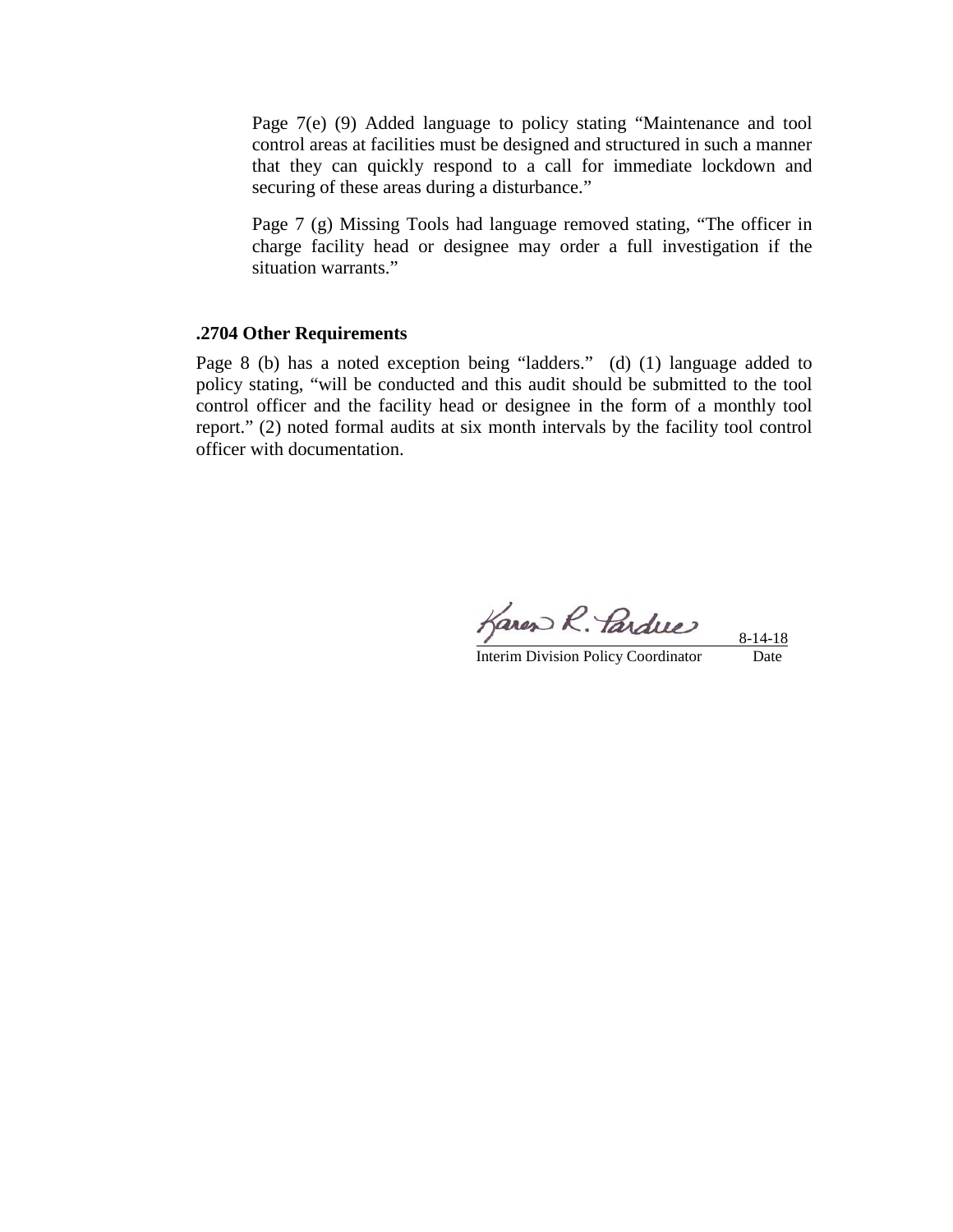Page 7(e) (9) Added language to policy stating "Maintenance and tool control areas at facilities must be designed and structured in such a manner that they can quickly respond to a call for immediate lockdown and securing of these areas during a disturbance."

Page 7 (g) Missing Tools had language removed stating, "The officer in charge facility head or designee may order a full investigation if the situation warrants."

**.2704 Other Requirements**

Page 8 (b) has a noted exception being "ladders." (d) (1) language added to policy stating, "will be conducted and this audit should be submitted to the tool control officer and the facility head or designee in the form of a monthly tool report." (2) noted formal audits at six month intervals by the facility tool control officer with documentation.

Karen R. Pardue 8-14-18

Interim Division Policy Coordinator Date